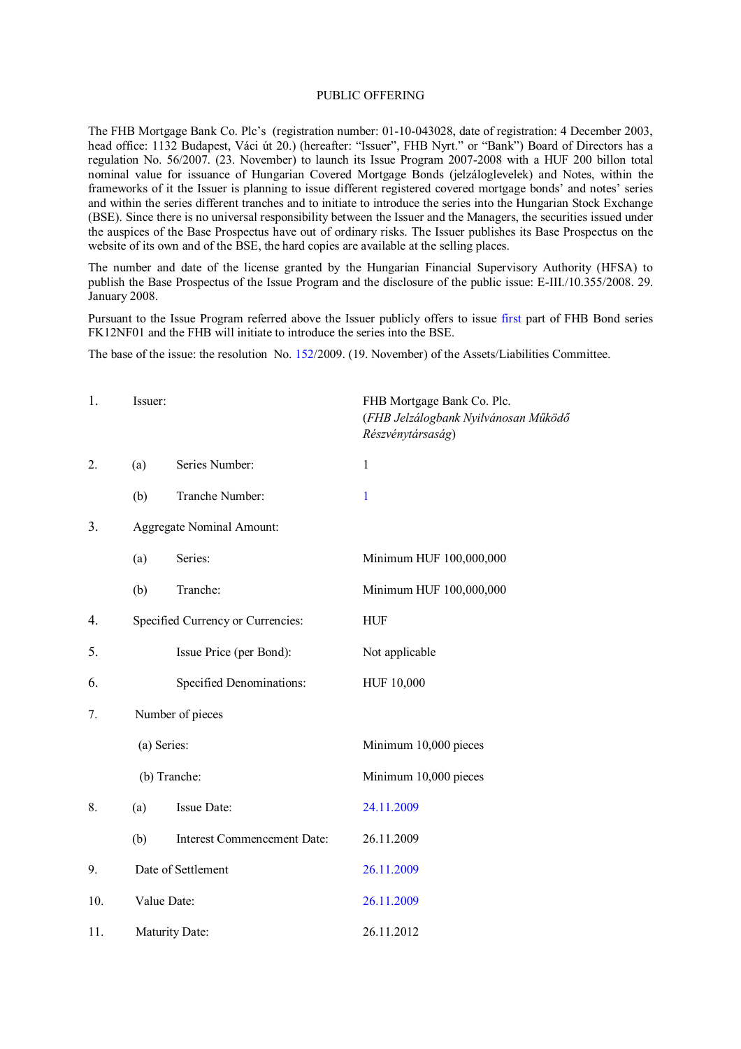# PUBLIC OFFERING

The FHB Mortgage Bank Co. Plc's (registration number: 01-10-043028, date of registration: 4 December 2003, head office: 1132 Budapest, Váci út 20.) (hereafter: "Issuer", FHB Nyrt." or "Bank") Board of Directors has a regulation No. 56/2007. (23. November) to launch its Issue Program 2007-2008 with a HUF 200 billon total nominal value for issuance of Hungarian Covered Mortgage Bonds (jelzáloglevelek) and Notes, within the frameworks of it the Issuer is planning to issue different registered covered mortgage bonds' and notes' series and within the series different tranches and to initiate to introduce the series into the Hungarian Stock Exchange (BSE). Since there is no universal responsibility between the Issuer and the Managers, the securities issued under the auspices of the Base Prospectus have out of ordinary risks. The Issuer publishes its Base Prospectus on the website of its own and of the BSE, the hard copies are available at the selling places.

The number and date of the license granted by the Hungarian Financial Supervisory Authority (HFSA) to publish the Base Prospectus of the Issue Program and the disclosure of the public issue: E-III./10.355/2008. 29. January 2008.

Pursuant to the Issue Program referred above the Issuer publicly offers to issue first part of FHB Bond series FK12NF01 and the FHB will initiate to introduce the series into the BSE.

The base of the issue: the resolution No. 152/2009. (19. November) of the Assets/Liabilities Committee.

| | | | |
|---|---|---|---|
| 1. | Issuer: | | FHB Mortgage Bank Co. Plc. (*FHB Jelzálogbank Nyilvánosan Működő Részvénytársaság*) |
| 2. | (a) | Series Number: | 1 |
| | (b) | Tranche Number: | 1 |
| 3. | Aggregate Nominal Amount: | | |
| | (a) | Series: | Minimum HUF 100,000,000 |
| | (b) | Tranche: | Minimum HUF 100,000,000 |
| 4. | Specified Currency or Currencies: | | HUF |
| 5. | | Issue Price (per Bond): | Not applicable |
| 6. | | Specified Denominations: | HUF 10,000 |
| 7. | Number of pieces | | |
| | (a) Series: | | Minimum 10,000 pieces |
| | (b) Tranche: | | Minimum 10,000 pieces |
| 8. | (a) | Issue Date: | 24.11.2009 |
| | (b) | Interest Commencement Date: | 26.11.2009 |
| 9. | Date of Settlement | | 26.11.2009 |
| 10. | Value Date: | | 26.11.2009 |
| 11. | Maturity Date: | | 26.11.2012 |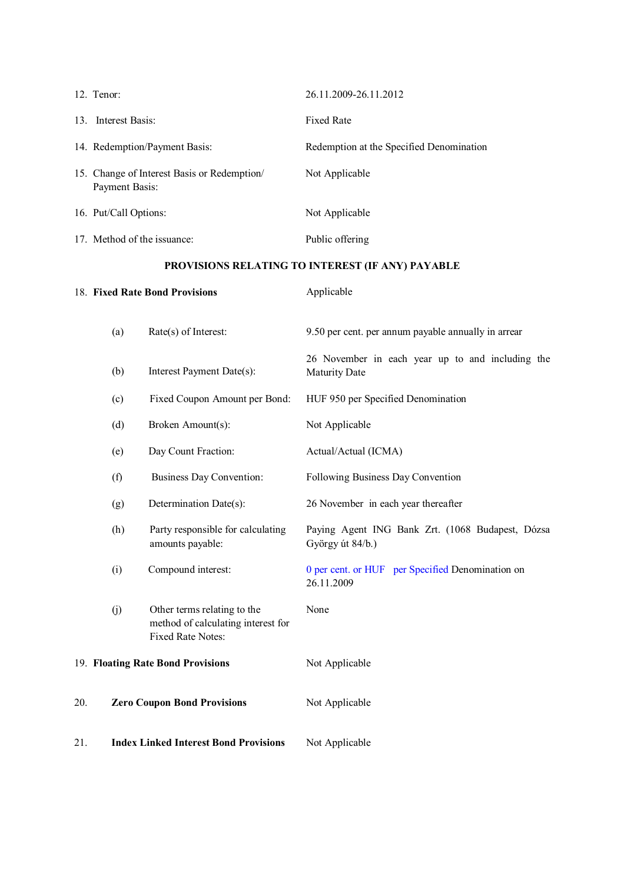| | |
|---|---|
| 12. Tenor: | 26.11.2009-26.11.2012 |
| 13. Interest Basis: | Fixed Rate |
| 14. Redemption/Payment Basis: | Redemption at the Specified Denomination |
| 15. Change of Interest Basis or Redemption/ Payment Basis: | Not Applicable |
| 16. Put/Call Options: | Not Applicable |
| 17. Method of the issuance: | Public offering |

## PROVISIONS RELATING TO INTEREST (IF ANY) PAYABLE

| | |
|---|---|
| 18. **Fixed Rate Bond Provisions** | Applicable |
| (a) Rate(s) of Interest: | 9.50 per cent. per annum payable annually in arrear |
| (b) Interest Payment Date(s): | 26 November in each year up to and including the Maturity Date |
| (c) Fixed Coupon Amount per Bond: | HUF 950 per Specified Denomination |
| (d) Broken Amount(s): | Not Applicable |
| (e) Day Count Fraction: | Actual/Actual (ICMA) |
| (f) Business Day Convention: | Following Business Day Convention |
| (g) Determination Date(s): | 26 November in each year thereafter |
| (h) Party responsible for calculating amounts payable: | Paying Agent ING Bank Zrt. (1068 Budapest, Dózsa György út 84/b.) |
| (i) Compound interest: | 0 per cent. or HUF per Specified Denomination on 26.11.2009 |
| (j) Other terms relating to the method of calculating interest for Fixed Rate Notes: | None |
| 19. **Floating Rate Bond Provisions** | Not Applicable |
| 20. **Zero Coupon Bond Provisions** | Not Applicable |
| 21. **Index Linked Interest Bond Provisions** | Not Applicable |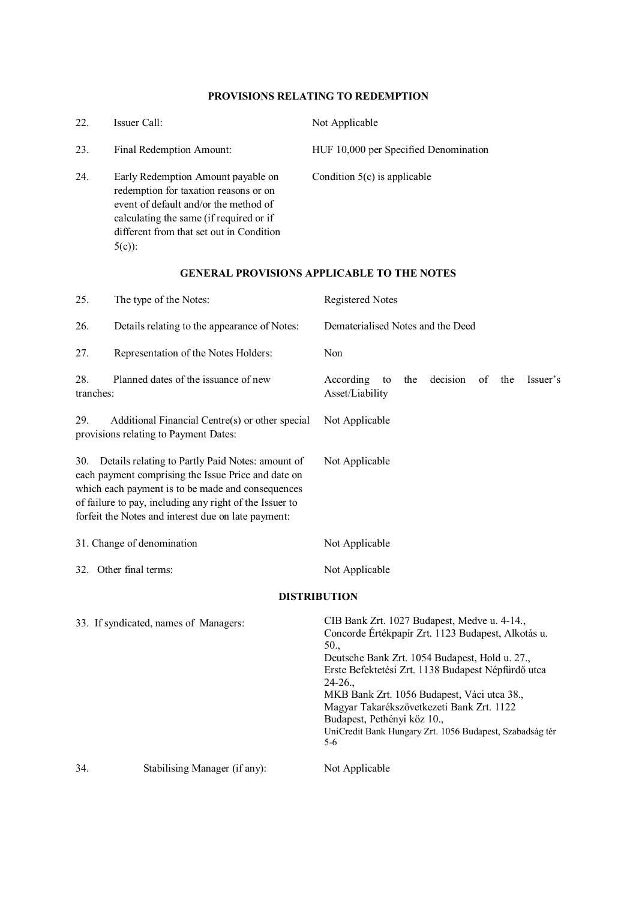### PROVISIONS RELATING TO REDEMPTION

| | | |
|---|---|---|
| 22. | Issuer Call: | Not Applicable |
| 23. | Final Redemption Amount: | HUF 10,000 per Specified Denomination |
| 24. | Early Redemption Amount payable on redemption for taxation reasons or on event of default and/or the method of calculating the same (if required or if different from that set out in Condition 5(c)): | Condition 5(c) is applicable |

### GENERAL PROVISIONS APPLICABLE TO THE NOTES

| | | |
|---|---|---|
| 25. | The type of the Notes: | Registered Notes |
| 26. | Details relating to the appearance of Notes: | Dematerialised Notes and the Deed |
| 27. | Representation of the Notes Holders: | Non |
| 28. | Planned dates of the issuance of new tranches: | According to the decision of the Issuer's Asset/Liability |
| 29. | Additional Financial Centre(s) or other special provisions relating to Payment Dates: | Not Applicable |
| 30. | Details relating to Partly Paid Notes: amount of each payment comprising the Issue Price and date on which each payment is to be made and consequences of failure to pay, including any right of the Issuer to forfeit the Notes and interest due on late payment: | Not Applicable |
| 31. | Change of denomination | Not Applicable |
| 32. | Other final terms: | Not Applicable |

### DISTRIBUTION

| | | |
|---|---|---|
| 33. | If syndicated, names of Managers: | CIB Bank Zrt. 1027 Budapest, Medve u. 4-14., Concorde Értékpapír Zrt. 1123 Budapest, Alkotás u. 50., Deutsche Bank Zrt. 1054 Budapest, Hold u. 27., Erste Befektetési Zrt. 1138 Budapest Népfürdő utca 24-26., MKB Bank Zrt. 1056 Budapest, Váci utca 38., Magyar Takarékszövetkezeti Bank Zrt. 1122 Budapest, Pethényi köz 10., UniCredit Bank Hungary Zrt. 1056 Budapest, Szabadság tér 5-6 |
| 34. | Stabilising Manager (if any): | Not Applicable |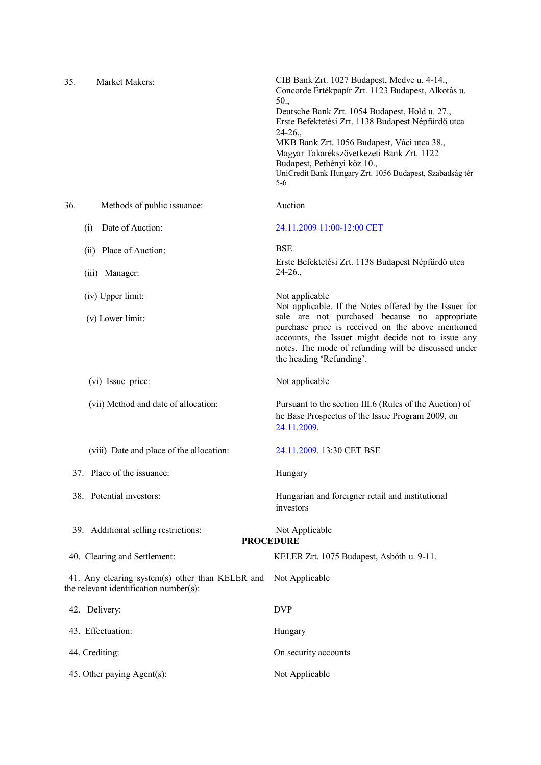| | |
|---|---|
| 35. Market Makers: | CIB Bank Zrt. 1027 Budapest, Medve u. 4-14., Concorde Értékpapír Zrt. 1123 Budapest, Alkotás u. 50., Deutsche Bank Zrt. 1054 Budapest, Hold u. 27., Erste Befektetési Zrt. 1138 Budapest Népfürdő utca 24-26., MKB Bank Zrt. 1056 Budapest, Váci utca 38., Magyar Takarékszövetkezeti Bank Zrt. 1122 Budapest, Pethényi köz 10., UniCredit Bank Hungary Zrt. 1056 Budapest, Szabadság tér 5-6 |
| 36. Methods of public issuance: | Auction |
| (i) Date of Auction: | 24.11.2009 11:00-12:00 CET |
| (ii) Place of Auction: | BSE |
| (iii) Manager: | Erste Befektetési Zrt. 1138 Budapest Népfürdő utca 24-26., |
| (iv) Upper limit: | Not applicable |
| (v) Lower limit: | Not applicable. If the Notes offered by the Issuer for sale are not purchased because no appropriate purchase price is received on the above mentioned accounts, the Issuer might decide not to issue any notes. The mode of refunding will be discussed under the heading 'Refunding'. |
| (vi) Issue price: | Not applicable |
| (vii) Method and date of allocation: | Pursuant to the section III.6 (Rules of the Auction) of he Base Prospectus of the Issue Program 2009, on 24.11.2009. |
| (viii) Date and place of the allocation: | 24.11.2009. 13:30 CET BSE |
| 37. Place of the issuance: | Hungary |
| 38. Potential investors: | Hungarian and foreigner retail and institutional investors |
| 39. Additional selling restrictions: | Not Applicable |

**PROCEDURE**

| | |
|---|---|
| 40. Clearing and Settlement: | KELER Zrt. 1075 Budapest, Asbóth u. 9-11. |
| 41. Any clearing system(s) other than KELER and the relevant identification number(s): | Not Applicable |
| 42. Delivery: | DVP |
| 43. Effectuation: | Hungary |
| 44. Crediting: | On security accounts |
| 45. Other paying Agent(s): | Not Applicable |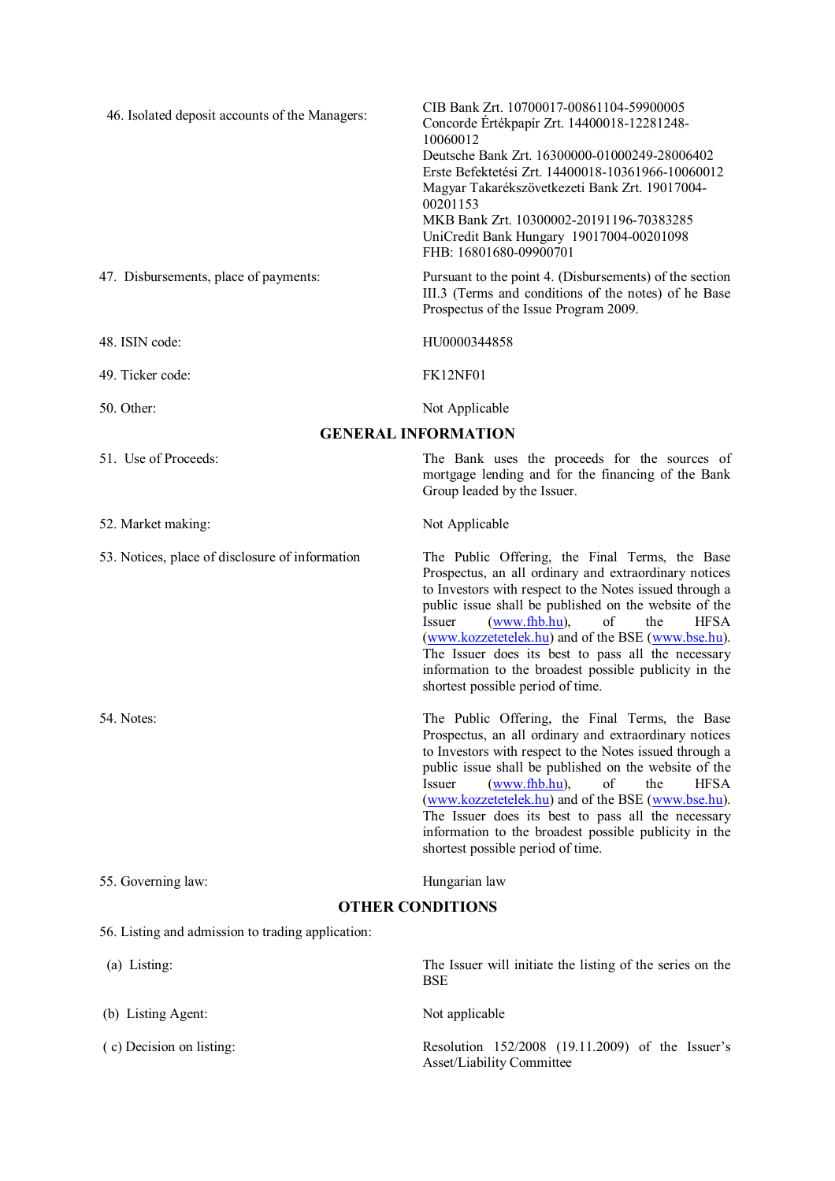| | |
|---|---|
| 46. Isolated deposit accounts of the Managers: | CIB Bank Zrt. 10700017-00861104-59900005<br>Concorde Értékpapír Zrt. 14400018-12281248-10060012<br>Deutsche Bank Zrt. 16300000-01000249-28006402<br>Erste Befektetési Zrt. 14400018-10361966-10060012<br>Magyar Takarékszövetkezeti Bank Zrt. 19017004-00201153<br>MKB Bank Zrt. 10300002-20191196-70383285<br>UniCredit Bank Hungary 19017004-00201098<br>FHB: 16801680-09900701 |
| 47. Disbursements, place of payments: | Pursuant to the point 4. (Disbursements) of the section III.3 (Terms and conditions of the notes) of he Base Prospectus of the Issue Program 2009. |
| 48. ISIN code: | HU0000344858 |
| 49. Ticker code: | FK12NF01 |
| 50. Other: | Not Applicable |

## GENERAL INFORMATION

| | |
|---|---|
| 51. Use of Proceeds: | The Bank uses the proceeds for the sources of mortgage lending and for the financing of the Bank Group leaded by the Issuer. |
| 52. Market making: | Not Applicable |
| 53. Notices, place of disclosure of information | The Public Offering, the Final Terms, the Base Prospectus, an all ordinary and extraordinary notices to Investors with respect to the Notes issued through a public issue shall be published on the website of the Issuer (www.fhb.hu), of the HFSA (www.kozzetetelek.hu) and of the BSE (www.bse.hu). The Issuer does its best to pass all the necessary information to the broadest possible publicity in the shortest possible period of time. |
| 54. Notes: | The Public Offering, the Final Terms, the Base Prospectus, an all ordinary and extraordinary notices to Investors with respect to the Notes issued through a public issue shall be published on the website of the Issuer (www.fhb.hu), of the HFSA (www.kozzetetelek.hu) and of the BSE (www.bse.hu). The Issuer does its best to pass all the necessary information to the broadest possible publicity in the shortest possible period of time. |
| 55. Governing law: | Hungarian law |

## OTHER CONDITIONS

56. Listing and admission to trading application:

| | |
|---|---|
| (a) Listing: | The Issuer will initiate the listing of the series on the BSE |
| (b) Listing Agent: | Not applicable |
| ( c) Decision on listing: | Resolution 152/2008 (19.11.2009) of the Issuer's Asset/Liability Committee |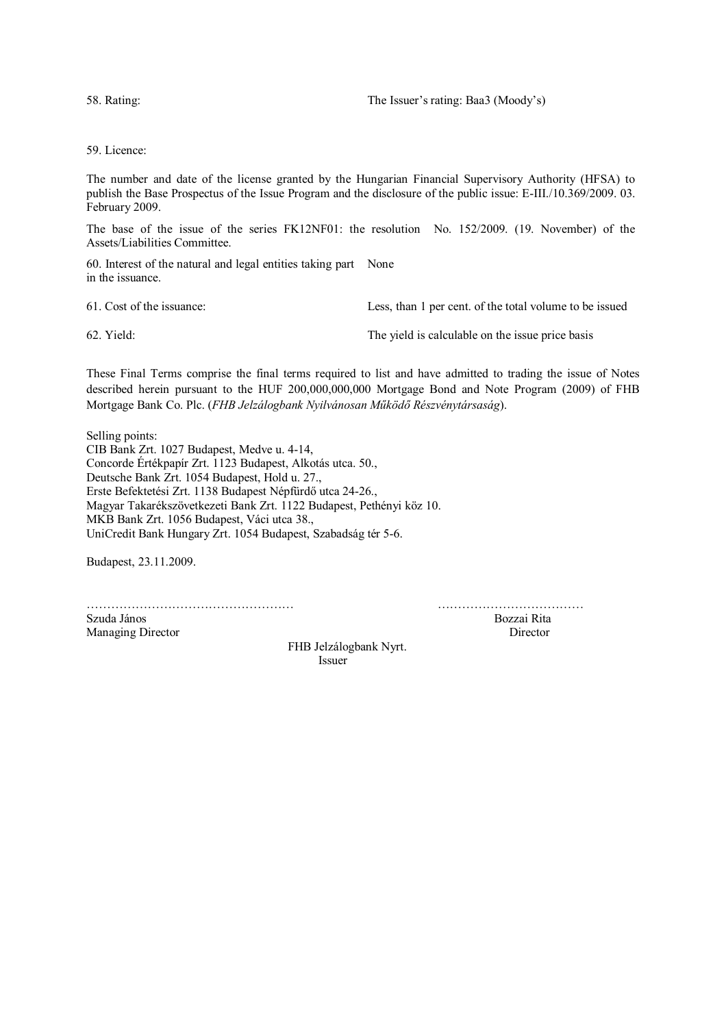58. Rating: The Issuer's rating: Baa3 (Moody's)

59. Licence:

The number and date of the license granted by the Hungarian Financial Supervisory Authority (HFSA) to publish the Base Prospectus of the Issue Program and the disclosure of the public issue: E-III./10.369/2009. 03. February 2009.

The base of the issue of the series FK12NF01: the resolution No. 152/2009. (19. November) of the Assets/Liabilities Committee.

| | |
|---|---|
| 60. Interest of the natural and legal entities taking part in the issuance. | None |
| 61. Cost of the issuance: | Less, than 1 per cent. of the total volume to be issued |
| 62. Yield: | The yield is calculable on the issue price basis |

These Final Terms comprise the final terms required to list and have admitted to trading the issue of Notes described herein pursuant to the HUF 200,000,000,000 Mortgage Bond and Note Program (2009) of FHB Mortgage Bank Co. Plc. (*FHB Jelzálogbank Nyilvánosan Működő Részvénytársaság*).

Selling points:
CIB Bank Zrt. 1027 Budapest, Medve u. 4-14,
Concorde Értékpapír Zrt. 1123 Budapest, Alkotás utca. 50.,
Deutsche Bank Zrt. 1054 Budapest, Hold u. 27.,
Erste Befektetési Zrt. 1138 Budapest Népfürdő utca 24-26.,
Magyar Takarékszövetkezeti Bank Zrt. 1122 Budapest, Pethényi köz 10.
MKB Bank Zrt. 1056 Budapest, Váci utca 38.,
UniCredit Bank Hungary Zrt. 1054 Budapest, Szabadság tér 5-6.

Budapest, 23.11.2009.

…………………………………………… ………………………………

Szuda János
Managing Director

Bozzai Rita
Director

FHB Jelzálogbank Nyrt.
Issuer